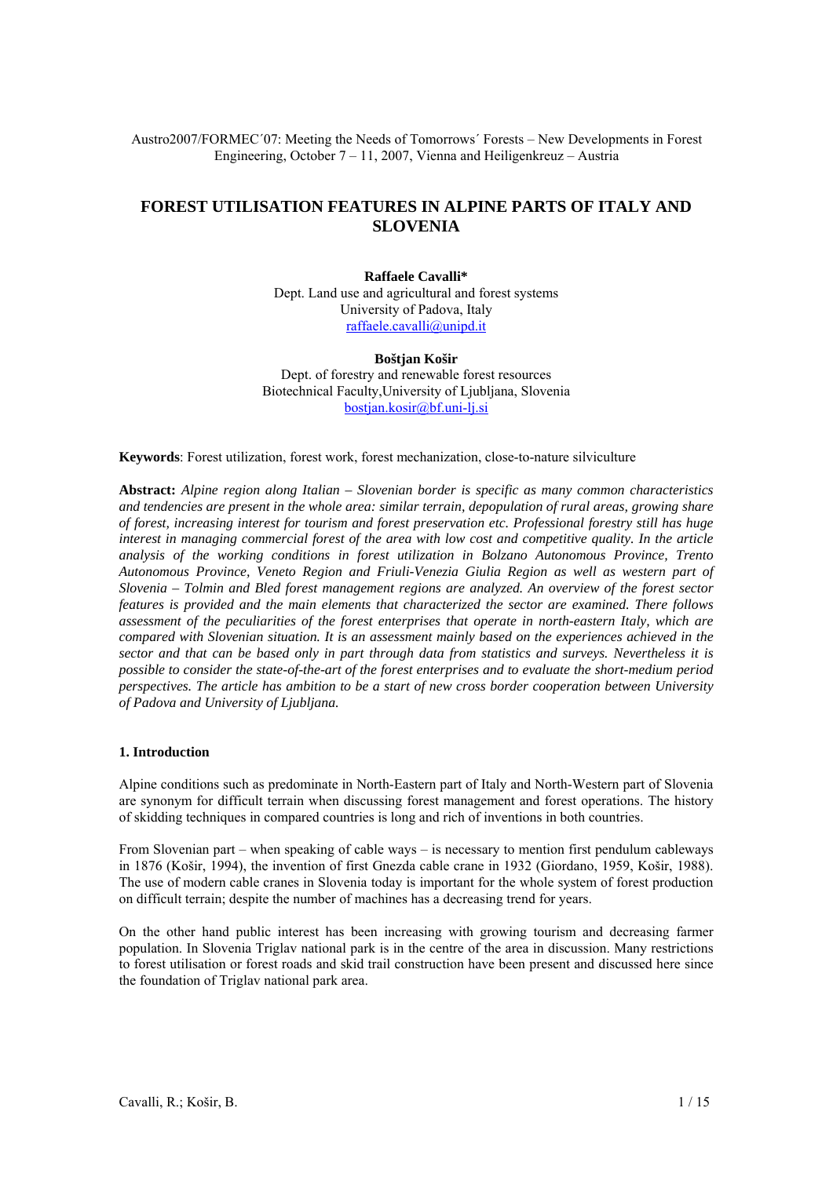Austro2007/FORMEC´07: Meeting the Needs of Tomorrows´ Forests – New Developments in Forest Engineering, October 7 – 11, 2007, Vienna and Heiligenkreuz – Austria

# FOREST UTILISATION FEATURES IN ALPINE PARTS OF ITALY AND SLOVENIA

**Raffaele Cavalli***
Dept. Land use and agricultural and forest systems
University of Padova, Italy
raffaele.cavalli@unipd.it

**Boštjan Košir**
Dept. of forestry and renewable forest resources
Biotechnical Faculty,University of Ljubljana, Slovenia
bostjan.kosir@bf.uni-lj.si

**Keywords**: Forest utilization, forest work, forest mechanization, close-to-nature silviculture

**Abstract:** *Alpine region along Italian – Slovenian border is specific as many common characteristics and tendencies are present in the whole area: similar terrain, depopulation of rural areas, growing share of forest, increasing interest for tourism and forest preservation etc. Professional forestry still has huge interest in managing commercial forest of the area with low cost and competitive quality. In the article analysis of the working conditions in forest utilization in Bolzano Autonomous Province, Trento Autonomous Province, Veneto Region and Friuli-Venezia Giulia Region as well as western part of Slovenia – Tolmin and Bled forest management regions are analyzed. An overview of the forest sector features is provided and the main elements that characterized the sector are examined. There follows assessment of the peculiarities of the forest enterprises that operate in north-eastern Italy, which are compared with Slovenian situation. It is an assessment mainly based on the experiences achieved in the sector and that can be based only in part through data from statistics and surveys. Nevertheless it is possible to consider the state-of-the-art of the forest enterprises and to evaluate the short-medium period perspectives. The article has ambition to be a start of new cross border cooperation between University of Padova and University of Ljubljana.*

## 1. Introduction

Alpine conditions such as predominate in North-Eastern part of Italy and North-Western part of Slovenia are synonym for difficult terrain when discussing forest management and forest operations. The history of skidding techniques in compared countries is long and rich of inventions in both countries.

From Slovenian part – when speaking of cable ways – is necessary to mention first pendulum cableways in 1876 (Košir, 1994), the invention of first Gnezda cable crane in 1932 (Giordano, 1959, Košir, 1988). The use of modern cable cranes in Slovenia today is important for the whole system of forest production on difficult terrain; despite the number of machines has a decreasing trend for years.

On the other hand public interest has been increasing with growing tourism and decreasing farmer population. In Slovenia Triglav national park is in the centre of the area in discussion. Many restrictions to forest utilisation or forest roads and skid trail construction have been present and discussed here since the foundation of Triglav national park area.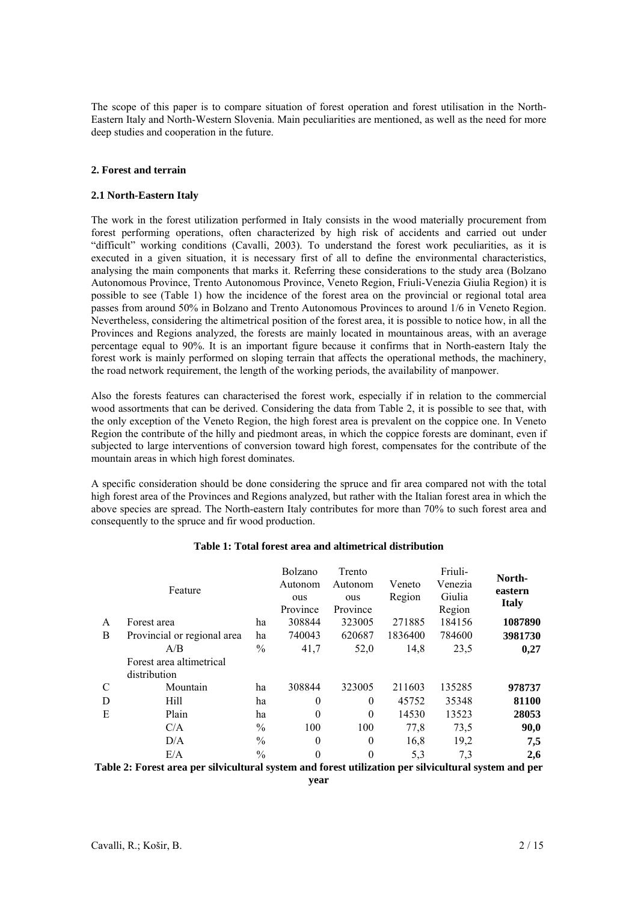The scope of this paper is to compare situation of forest operation and forest utilisation in the North-Eastern Italy and North-Western Slovenia. Main peculiarities are mentioned, as well as the need for more deep studies and cooperation in the future.

## 2. Forest and terrain

### 2.1 North-Eastern Italy

The work in the forest utilization performed in Italy consists in the wood materially procurement from forest performing operations, often characterized by high risk of accidents and carried out under "difficult" working conditions (Cavalli, 2003). To understand the forest work peculiarities, as it is executed in a given situation, it is necessary first of all to define the environmental characteristics, analysing the main components that marks it. Referring these considerations to the study area (Bolzano Autonomous Province, Trento Autonomous Province, Veneto Region, Friuli-Venezia Giulia Region) it is possible to see (Table 1) how the incidence of the forest area on the provincial or regional total area passes from around 50% in Bolzano and Trento Autonomous Provinces to around 1/6 in Veneto Region. Nevertheless, considering the altimetrical position of the forest area, it is possible to notice how, in all the Provinces and Regions analyzed, the forests are mainly located in mountainous areas, with an average percentage equal to 90%. It is an important figure because it confirms that in North-eastern Italy the forest work is mainly performed on sloping terrain that affects the operational methods, the machinery, the road network requirement, the length of the working periods, the availability of manpower.

Also the forests features can characterised the forest work, especially if in relation to the commercial wood assortments that can be derived. Considering the data from Table 2, it is possible to see that, with the only exception of the Veneto Region, the high forest area is prevalent on the coppice one. In Veneto Region the contribute of the hilly and piedmont areas, in which the coppice forests are dominant, even if subjected to large interventions of conversion toward high forest, compensates for the contribute of the mountain areas in which high forest dominates.

A specific consideration should be done considering the spruce and fir area compared not with the total high forest area of the Provinces and Regions analyzed, but rather with the Italian forest area in which the above species are spread. The North-eastern Italy contributes for more than 70% to such forest area and consequently to the spruce and fir wood production.

**Table 1: Total forest area and altimetrical distribution**

| | Feature | | Bolzano Autonomous Province | Trento Autonomous Province | Veneto Region | Friuli-Venezia Giulia Region | **North-eastern Italy** |
|---|---|---|---|---|---|---|---|
| A | Forest area | ha | 308844 | 323005 | 271885 | 184156 | **1087890** |
| B | Provincial or regional area | ha | 740043 | 620687 | 1836400 | 784600 | **3981730** |
| | A/B | % | 41,7 | 52,0 | 14,8 | 23,5 | **0,27** |
| | Forest area altimetrical distribution | | | | | | |
| C | Mountain | ha | 308844 | 323005 | 211603 | 135285 | **978737** |
| D | Hill | ha | 0 | 0 | 45752 | 35348 | **81100** |
| E | Plain | ha | 0 | 0 | 14530 | 13523 | **28053** |
| | C/A | % | 100 | 100 | 77,8 | 73,5 | **90,0** |
| | D/A | % | 0 | 0 | 16,8 | 19,2 | **7,5** |
| | E/A | % | 0 | 0 | 5,3 | 7,3 | **2,6** |

**Table 2: Forest area per silvicultural system and forest utilization per silvicultural system and per year**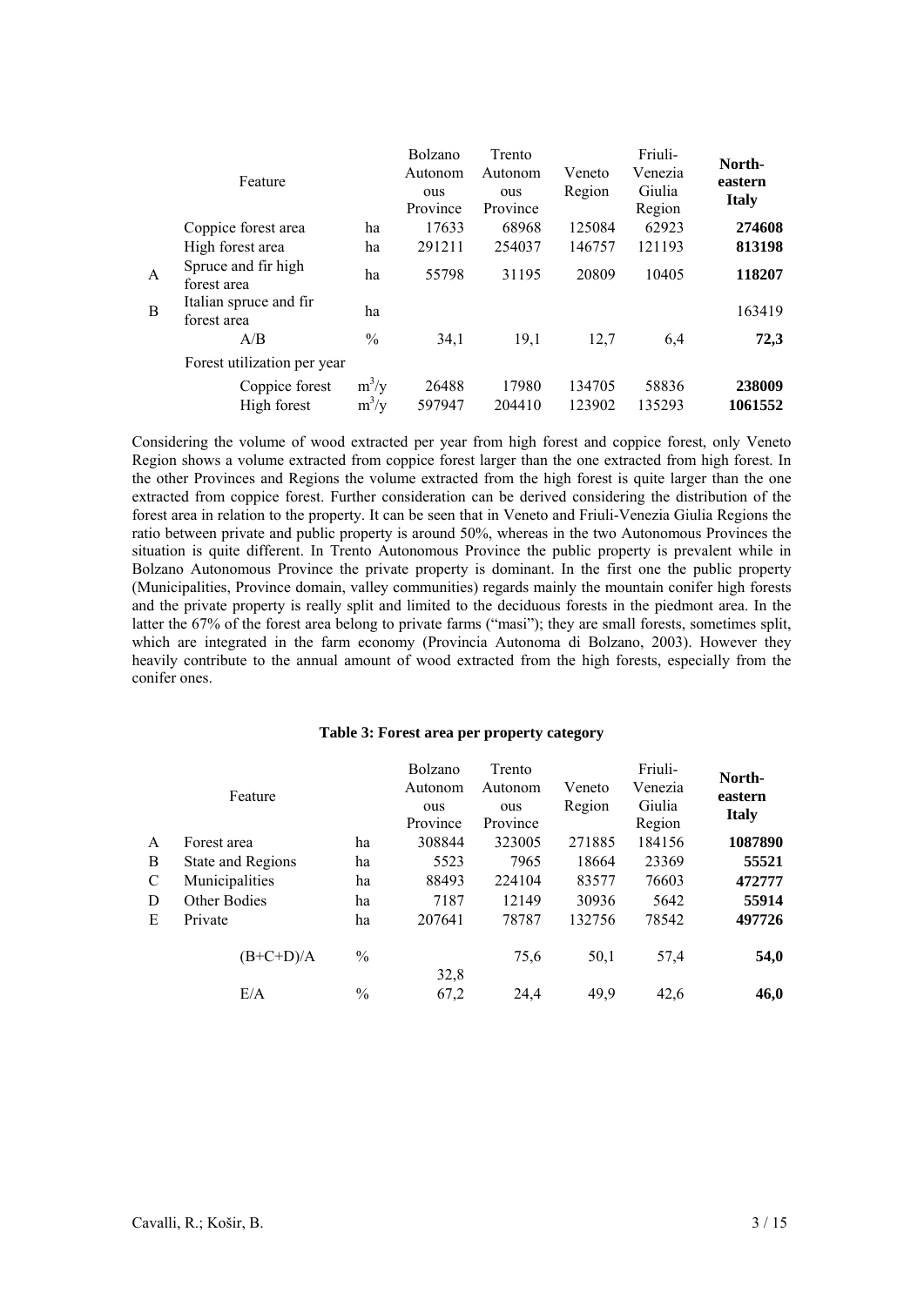| | Feature | | Bolzano Autonomous Province | Trento Autonomous Province | Veneto Region | Friuli-Venezia Giulia Region | **North-eastern Italy** |
|---|---|---|---|---|---|---|---|
| | Coppice forest area | ha | 17633 | 68968 | 125084 | 62923 | **274608** |
| | High forest area | ha | 291211 | 254037 | 146757 | 121193 | **813198** |
| A | Spruce and fir high forest area | ha | 55798 | 31195 | 20809 | 10405 | **118207** |
| B | Italian spruce and fir forest area | ha | | | | | 163419 |
| | A/B | % | 34,1 | 19,1 | 12,7 | 6,4 | **72,3** |
| | Forest utilization per year | | | | | | |
| | Coppice forest | $m^3/y$ | 26488 | 17980 | 134705 | 58836 | **238009** |
| | High forest | $m^3/y$ | 597947 | 204410 | 123902 | 135293 | **1061552** |

Considering the volume of wood extracted per year from high forest and coppice forest, only Veneto Region shows a volume extracted from coppice forest larger than the one extracted from high forest. In the other Provinces and Regions the volume extracted from the high forest is quite larger than the one extracted from coppice forest. Further consideration can be derived considering the distribution of the forest area in relation to the property. It can be seen that in Veneto and Friuli-Venezia Giulia Regions the ratio between private and public property is around 50%, whereas in the two Autonomous Provinces the situation is quite different. In Trento Autonomous Province the public property is prevalent while in Bolzano Autonomous Province the private property is dominant. In the first one the public property (Municipalities, Province domain, valley communities) regards mainly the mountain conifer high forests and the private property is really split and limited to the deciduous forests in the piedmont area. In the latter the 67% of the forest area belong to private farms ("masi"); they are small forests, sometimes split, which are integrated in the farm economy (Provincia Autonoma di Bolzano, 2003). However they heavily contribute to the annual amount of wood extracted from the high forests, especially from the conifer ones.

**Table 3: Forest area per property category**

| | Feature | | Bolzano Autonomous Province | Trento Autonomous Province | Veneto Region | Friuli-Venezia Giulia Region | **North-eastern Italy** |
|---|---|---|---|---|---|---|---|
| A | Forest area | ha | 308844 | 323005 | 271885 | 184156 | **1087890** |
| B | State and Regions | ha | 5523 | 7965 | 18664 | 23369 | **55521** |
| C | Municipalities | ha | 88493 | 224104 | 83577 | 76603 | **472777** |
| D | Other Bodies | ha | 7187 | 12149 | 30936 | 5642 | **55914** |
| E | Private | ha | 207641 | 78787 | 132756 | 78542 | **497726** |
| | (B+C+D)/A | % | 32,8 | 75,6 | 50,1 | 57,4 | **54,0** |
| | E/A | % | 67,2 | 24,4 | 49,9 | 42,6 | **46,0** |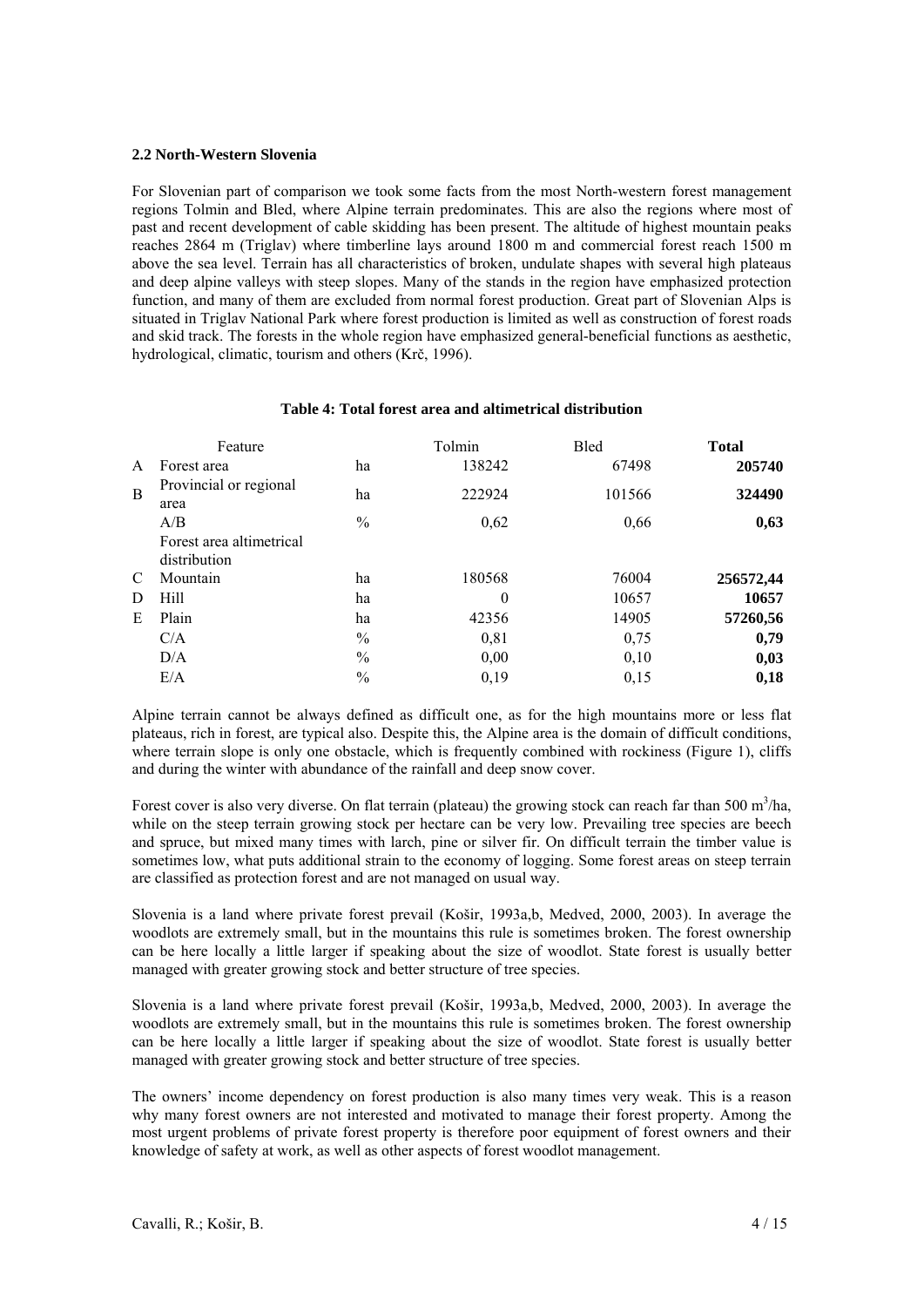### 2.2 North-Western Slovenia

For Slovenian part of comparison we took some facts from the most North-western forest management regions Tolmin and Bled, where Alpine terrain predominates. This are also the regions where most of past and recent development of cable skidding has been present. The altitude of highest mountain peaks reaches 2864 m (Triglav) where timberline lays around 1800 m and commercial forest reach 1500 m above the sea level. Terrain has all characteristics of broken, undulate shapes with several high plateaus and deep alpine valleys with steep slopes. Many of the stands in the region have emphasized protection function, and many of them are excluded from normal forest production. Great part of Slovenian Alps is situated in Triglav National Park where forest production is limited as well as construction of forest roads and skid track. The forests in the whole region have emphasized general-beneficial functions as aesthetic, hydrological, climatic, tourism and others (Krč, 1996).

**Table 4: Total forest area and altimetrical distribution**

| | Feature | | Tolmin | Bled | **Total** |
|---|---|---|---|---|---|
| A | Forest area | ha | 138242 | 67498 | **205740** |
| B | Provincial or regional area | ha | 222924 | 101566 | **324490** |
| | A/B | % | 0,62 | 0,66 | **0,63** |
| | Forest area altimetrical distribution | | | | |
| C | Mountain | ha | 180568 | 76004 | **256572,44** |
| D | Hill | ha | 0 | 10657 | **10657** |
| E | Plain | ha | 42356 | 14905 | **57260,56** |
| | C/A | % | 0,81 | 0,75 | **0,79** |
| | D/A | % | 0,00 | 0,10 | **0,03** |
| | E/A | % | 0,19 | 0,15 | **0,18** |

Alpine terrain cannot be always defined as difficult one, as for the high mountains more or less flat plateaus, rich in forest, are typical also. Despite this, the Alpine area is the domain of difficult conditions, where terrain slope is only one obstacle, which is frequently combined with rockiness (Figure 1), cliffs and during the winter with abundance of the rainfall and deep snow cover.

Forest cover is also very diverse. On flat terrain (plateau) the growing stock can reach far than 500 $m^3$/ha, while on the steep terrain growing stock per hectare can be very low. Prevailing tree species are beech and spruce, but mixed many times with larch, pine or silver fir. On difficult terrain the timber value is sometimes low, what puts additional strain to the economy of logging. Some forest areas on steep terrain are classified as protection forest and are not managed on usual way.

Slovenia is a land where private forest prevail (Košir, 1993a,b, Medved, 2000, 2003). In average the woodlots are extremely small, but in the mountains this rule is sometimes broken. The forest ownership can be here locally a little larger if speaking about the size of woodlot. State forest is usually better managed with greater growing stock and better structure of tree species.

Slovenia is a land where private forest prevail (Košir, 1993a,b, Medved, 2000, 2003). In average the woodlots are extremely small, but in the mountains this rule is sometimes broken. The forest ownership can be here locally a little larger if speaking about the size of woodlot. State forest is usually better managed with greater growing stock and better structure of tree species.

The owners' income dependency on forest production is also many times very weak. This is a reason why many forest owners are not interested and motivated to manage their forest property. Among the most urgent problems of private forest property is therefore poor equipment of forest owners and their knowledge of safety at work, as well as other aspects of forest woodlot management.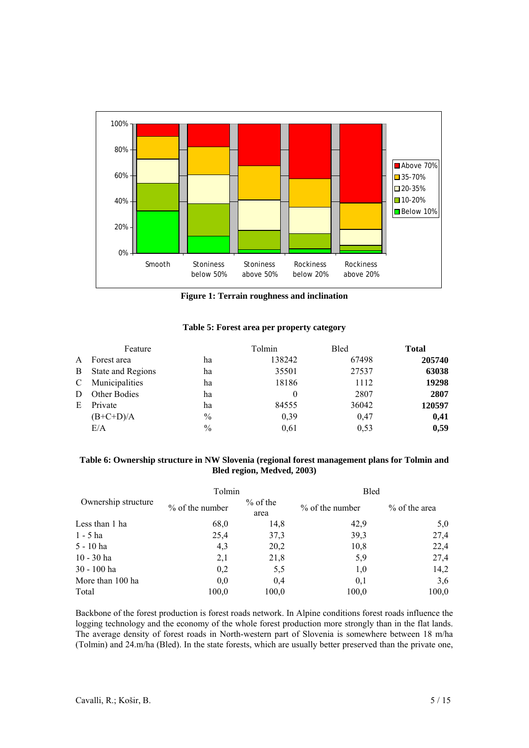**Figure 1: Terrain roughness and inclination**

**Table 5: Forest area per property category**

| | Feature | | Tolmin | Bled | **Total** |
|---|---|---|---|---|---|
| A | Forest area | ha | 138242 | 67498 | **205740** |
| B | State and Regions | ha | 35501 | 27537 | **63038** |
| C | Municipalities | ha | 18186 | 1112 | **19298** |
| D | Other Bodies | ha | 0 | 2807 | **2807** |
| E | Private | ha | 84555 | 36042 | **120597** |
| | (B+C+D)/A | % | 0,39 | 0,47 | **0,41** |
| | E/A | % | 0,61 | 0,53 | **0,59** |

**Table 6: Ownership structure in NW Slovenia (regional forest management plans for Tolmin and Bled region, Medved, 2003)**

| Ownership structure | Tolmin | | Bled | |
|---|---|---|---|---|
| | % of the number | % of the area | % of the number | % of the area |
| Less than 1 ha | 68,0 | 14,8 | 42,9 | 5,0 |
| 1 - 5 ha | 25,4 | 37,3 | 39,3 | 27,4 |
| 5 - 10 ha | 4,3 | 20,2 | 10,8 | 22,4 |
| 10 - 30 ha | 2,1 | 21,8 | 5,9 | 27,4 |
| 30 - 100 ha | 0,2 | 5,5 | 1,0 | 14,2 |
| More than 100 ha | 0,0 | 0,4 | 0,1 | 3,6 |
| Total | 100,0 | 100,0 | 100,0 | 100,0 |

Backbone of the forest production is forest roads network. In Alpine conditions forest roads influence the logging technology and the economy of the whole forest production more strongly than in the flat lands. The average density of forest roads in North-western part of Slovenia is somewhere between 18 m/ha (Tolmin) and 24.m/ha (Bled). In the state forests, which are usually better preserved than the private one,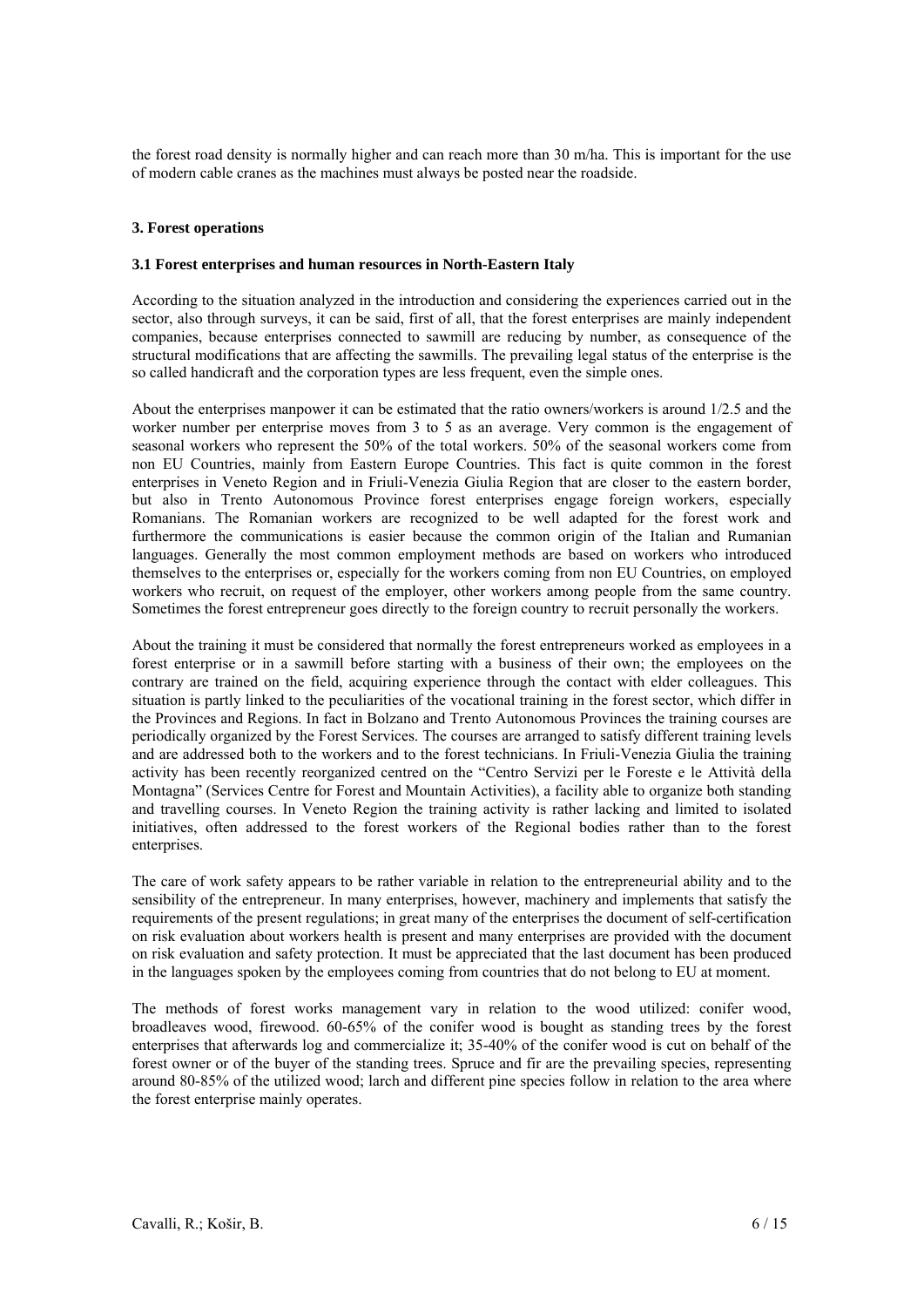the forest road density is normally higher and can reach more than 30 m/ha. This is important for the use of modern cable cranes as the machines must always be posted near the roadside.

### 3. Forest operations

#### 3.1 Forest enterprises and human resources in North-Eastern Italy

According to the situation analyzed in the introduction and considering the experiences carried out in the sector, also through surveys, it can be said, first of all, that the forest enterprises are mainly independent companies, because enterprises connected to sawmill are reducing by number, as consequence of the structural modifications that are affecting the sawmills. The prevailing legal status of the enterprise is the so called handicraft and the corporation types are less frequent, even the simple ones.

About the enterprises manpower it can be estimated that the ratio owners/workers is around 1/2.5 and the worker number per enterprise moves from 3 to 5 as an average. Very common is the engagement of seasonal workers who represent the 50% of the total workers. 50% of the seasonal workers come from non EU Countries, mainly from Eastern Europe Countries. This fact is quite common in the forest enterprises in Veneto Region and in Friuli-Venezia Giulia Region that are closer to the eastern border, but also in Trento Autonomous Province forest enterprises engage foreign workers, especially Romanians. The Romanian workers are recognized to be well adapted for the forest work and furthermore the communications is easier because the common origin of the Italian and Rumanian languages. Generally the most common employment methods are based on workers who introduced themselves to the enterprises or, especially for the workers coming from non EU Countries, on employed workers who recruit, on request of the employer, other workers among people from the same country. Sometimes the forest entrepreneur goes directly to the foreign country to recruit personally the workers.

About the training it must be considered that normally the forest entrepreneurs worked as employees in a forest enterprise or in a sawmill before starting with a business of their own; the employees on the contrary are trained on the field, acquiring experience through the contact with elder colleagues. This situation is partly linked to the peculiarities of the vocational training in the forest sector, which differ in the Provinces and Regions. In fact in Bolzano and Trento Autonomous Provinces the training courses are periodically organized by the Forest Services. The courses are arranged to satisfy different training levels and are addressed both to the workers and to the forest technicians. In Friuli-Venezia Giulia the training activity has been recently reorganized centred on the "Centro Servizi per le Foreste e le Attività della Montagna" (Services Centre for Forest and Mountain Activities), a facility able to organize both standing and travelling courses. In Veneto Region the training activity is rather lacking and limited to isolated initiatives, often addressed to the forest workers of the Regional bodies rather than to the forest enterprises.

The care of work safety appears to be rather variable in relation to the entrepreneurial ability and to the sensibility of the entrepreneur. In many enterprises, however, machinery and implements that satisfy the requirements of the present regulations; in great many of the enterprises the document of self-certification on risk evaluation about workers health is present and many enterprises are provided with the document on risk evaluation and safety protection. It must be appreciated that the last document has been produced in the languages spoken by the employees coming from countries that do not belong to EU at moment.

The methods of forest works management vary in relation to the wood utilized: conifer wood, broadleaves wood, firewood. 60-65% of the conifer wood is bought as standing trees by the forest enterprises that afterwards log and commercialize it; 35-40% of the conifer wood is cut on behalf of the forest owner or of the buyer of the standing trees. Spruce and fir are the prevailing species, representing around 80-85% of the utilized wood; larch and different pine species follow in relation to the area where the forest enterprise mainly operates.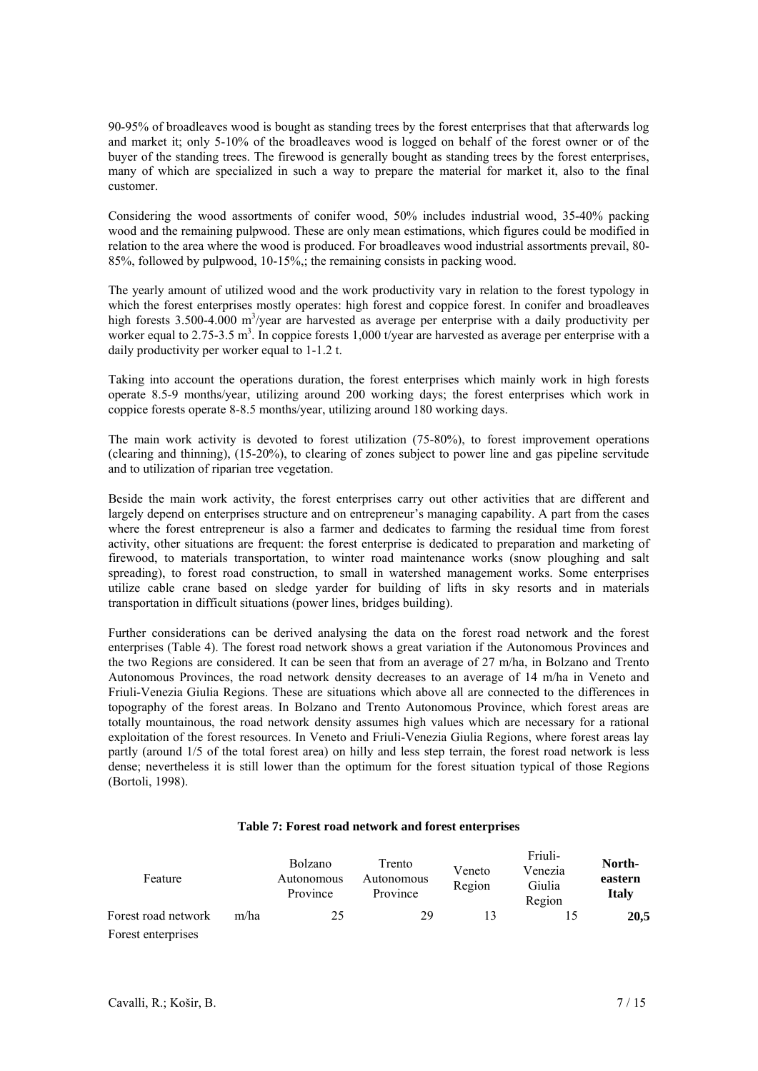90-95% of broadleaves wood is bought as standing trees by the forest enterprises that that afterwards log and market it; only 5-10% of the broadleaves wood is logged on behalf of the forest owner or of the buyer of the standing trees. The firewood is generally bought as standing trees by the forest enterprises, many of which are specialized in such a way to prepare the material for market it, also to the final customer.

Considering the wood assortments of conifer wood, 50% includes industrial wood, 35-40% packing wood and the remaining pulpwood. These are only mean estimations, which figures could be modified in relation to the area where the wood is produced. For broadleaves wood industrial assortments prevail, 80-85%, followed by pulpwood, 10-15%,; the remaining consists in packing wood.

The yearly amount of utilized wood and the work productivity vary in relation to the forest typology in which the forest enterprises mostly operates: high forest and coppice forest. In conifer and broadleaves high forests 3.500-4.000 $m^3$/year are harvested as average per enterprise with a daily productivity per worker equal to 2.75-3.5 $m^3$. In coppice forests 1,000 t/year are harvested as average per enterprise with a daily productivity per worker equal to 1-1.2 t.

Taking into account the operations duration, the forest enterprises which mainly work in high forests operate 8.5-9 months/year, utilizing around 200 working days; the forest enterprises which work in coppice forests operate 8-8.5 months/year, utilizing around 180 working days.

The main work activity is devoted to forest utilization (75-80%), to forest improvement operations (clearing and thinning), (15-20%), to clearing of zones subject to power line and gas pipeline servitude and to utilization of riparian tree vegetation.

Beside the main work activity, the forest enterprises carry out other activities that are different and largely depend on enterprises structure and on entrepreneur's managing capability. A part from the cases where the forest entrepreneur is also a farmer and dedicates to farming the residual time from forest activity, other situations are frequent: the forest enterprise is dedicated to preparation and marketing of firewood, to materials transportation, to winter road maintenance works (snow ploughing and salt spreading), to forest road construction, to small in watershed management works. Some enterprises utilize cable crane based on sledge yarder for building of lifts in sky resorts and in materials transportation in difficult situations (power lines, bridges building).

Further considerations can be derived analysing the data on the forest road network and the forest enterprises (Table 4). The forest road network shows a great variation if the Autonomous Provinces and the two Regions are considered. It can be seen that from an average of 27 m/ha, in Bolzano and Trento Autonomous Provinces, the road network density decreases to an average of 14 m/ha in Veneto and Friuli-Venezia Giulia Regions. These are situations which above all are connected to the differences in topography of the forest areas. In Bolzano and Trento Autonomous Province, which forest areas are totally mountainous, the road network density assumes high values which are necessary for a rational exploitation of the forest resources. In Veneto and Friuli-Venezia Giulia Regions, where forest areas lay partly (around 1/5 of the total forest area) on hilly and less step terrain, the forest road network is less dense; nevertheless it is still lower than the optimum for the forest situation typical of those Regions (Bortoli, 1998).

**Table 7: Forest road network and forest enterprises**

| Feature | | Bolzano Autonomous Province | Trento Autonomous Province | Veneto Region | Friuli-Venezia Giulia Region | **North-eastern Italy** |
|---|---|---|---|---|---|---|
| Forest road network | m/ha | 25 | 29 | 13 | 15 | **20,5** |
| Forest enterprises | | | | | | |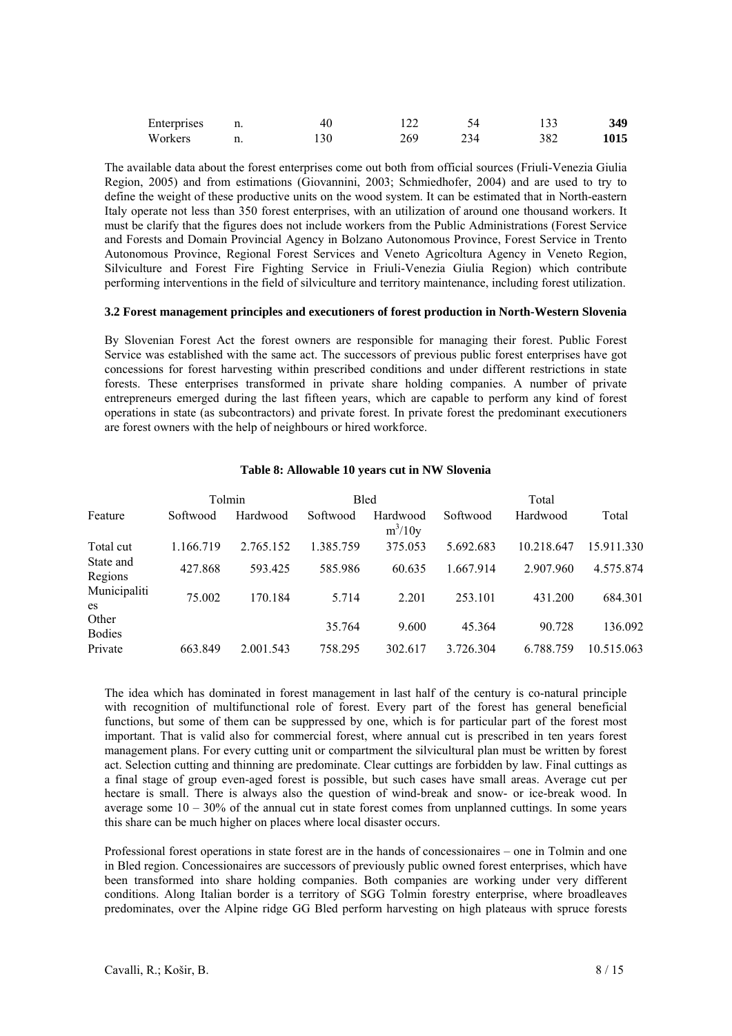| Enterprises | n. | 40 | 122 | 54 | 133 | **349** |
|---|---|---|---|---|---|---|
| Workers | n. | 130 | 269 | 234 | 382 | **1015** |

The available data about the forest enterprises come out both from official sources (Friuli-Venezia Giulia Region, 2005) and from estimations (Giovannini, 2003; Schmiedhofer, 2004) and are used to try to define the weight of these productive units on the wood system. It can be estimated that in North-eastern Italy operate not less than 350 forest enterprises, with an utilization of around one thousand workers. It must be clarify that the figures does not include workers from the Public Administrations (Forest Service and Forests and Domain Provincial Agency in Bolzano Autonomous Province, Forest Service in Trento Autonomous Province, Regional Forest Services and Veneto Agricoltura Agency in Veneto Region, Silviculture and Forest Fire Fighting Service in Friuli-Venezia Giulia Region) which contribute performing interventions in the field of silviculture and territory maintenance, including forest utilization.

### 3.2 Forest management principles and executioners of forest production in North-Western Slovenia

By Slovenian Forest Act the forest owners are responsible for managing their forest. Public Forest Service was established with the same act. The successors of previous public forest enterprises have got concessions for forest harvesting within prescribed conditions and under different restrictions in state forests. These enterprises transformed in private share holding companies. A number of private entrepreneurs emerged during the last fifteen years, which are capable to perform any kind of forest operations in state (as subcontractors) and private forest. In private forest the predominant executioners are forest owners with the help of neighbours or hired workforce.

**Table 8: Allowable 10 years cut in NW Slovenia**

| | Tolmin | | Bled | | Total | | |
|---|---|---|---|---|---|---|---|
| Feature | Softwood | Hardwood | Softwood | Hardwood $m^3/10y$ | Softwood | Hardwood | Total |
| Total cut | 1.166.719 | 2.765.152 | 1.385.759 | 375.053 | 5.692.683 | 10.218.647 | 15.911.330 |
| State and Regions | 427.868 | 593.425 | 585.986 | 60.635 | 1.667.914 | 2.907.960 | 4.575.874 |
| Municipalities | 75.002 | 170.184 | 5.714 | 2.201 | 253.101 | 431.200 | 684.301 |
| Other Bodies | | | 35.764 | 9.600 | 45.364 | 90.728 | 136.092 |
| Private | 663.849 | 2.001.543 | 758.295 | 302.617 | 3.726.304 | 6.788.759 | 10.515.063 |

The idea which has dominated in forest management in last half of the century is co-natural principle with recognition of multifunctional role of forest. Every part of the forest has general beneficial functions, but some of them can be suppressed by one, which is for particular part of the forest most important. That is valid also for commercial forest, where annual cut is prescribed in ten years forest management plans. For every cutting unit or compartment the silvicultural plan must be written by forest act. Selection cutting and thinning are predominate. Clear cuttings are forbidden by law. Final cuttings as a final stage of group even-aged forest is possible, but such cases have small areas. Average cut per hectare is small. There is always also the question of wind-break and snow- or ice-break wood. In average some 10 – 30% of the annual cut in state forest comes from unplanned cuttings. In some years this share can be much higher on places where local disaster occurs.

Professional forest operations in state forest are in the hands of concessionaires – one in Tolmin and one in Bled region. Concessionaires are successors of previously public owned forest enterprises, which have been transformed into share holding companies. Both companies are working under very different conditions. Along Italian border is a territory of SGG Tolmin forestry enterprise, where broadleaves predominates, over the Alpine ridge GG Bled perform harvesting on high plateaus with spruce forests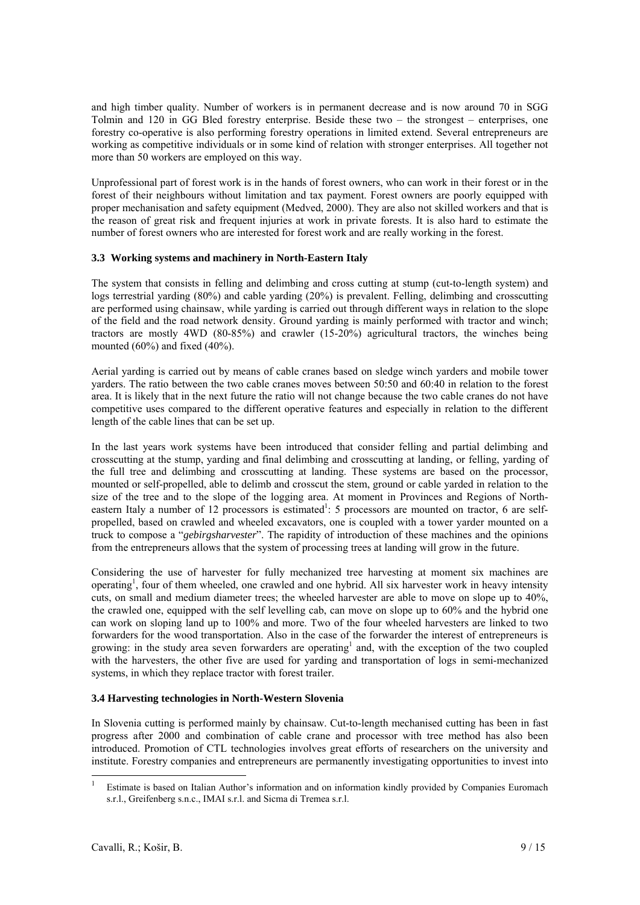and high timber quality. Number of workers is in permanent decrease and is now around 70 in SGG Tolmin and 120 in GG Bled forestry enterprise. Beside these two – the strongest – enterprises, one forestry co-operative is also performing forestry operations in limited extend. Several entrepreneurs are working as competitive individuals or in some kind of relation with stronger enterprises. All together not more than 50 workers are employed on this way.

Unprofessional part of forest work is in the hands of forest owners, who can work in their forest or in the forest of their neighbours without limitation and tax payment. Forest owners are poorly equipped with proper mechanisation and safety equipment (Medved, 2000). They are also not skilled workers and that is the reason of great risk and frequent injuries at work in private forests. It is also hard to estimate the number of forest owners who are interested for forest work and are really working in the forest.

### 3.3 Working systems and machinery in North-Eastern Italy

The system that consists in felling and delimbing and cross cutting at stump (cut-to-length system) and logs terrestrial yarding (80%) and cable yarding (20%) is prevalent. Felling, delimbing and crosscutting are performed using chainsaw, while yarding is carried out through different ways in relation to the slope of the field and the road network density. Ground yarding is mainly performed with tractor and winch; tractors are mostly 4WD (80-85%) and crawler (15-20%) agricultural tractors, the winches being mounted (60%) and fixed (40%).

Aerial yarding is carried out by means of cable cranes based on sledge winch yarders and mobile tower yarders. The ratio between the two cable cranes moves between 50:50 and 60:40 in relation to the forest area. It is likely that in the next future the ratio will not change because the two cable cranes do not have competitive uses compared to the different operative features and especially in relation to the different length of the cable lines that can be set up.

In the last years work systems have been introduced that consider felling and partial delimbing and crosscutting at the stump, yarding and final delimbing and crosscutting at landing, or felling, yarding of the full tree and delimbing and crosscutting at landing. These systems are based on the processor, mounted or self-propelled, able to delimb and crosscut the stem, ground or cable yarded in relation to the size of the tree and to the slope of the logging area. At moment in Provinces and Regions of North-eastern Italy a number of 12 processors is estimated[1]: 5 processors are mounted on tractor, 6 are self-propelled, based on crawled and wheeled excavators, one is coupled with a tower yarder mounted on a truck to compose a "*gebirgsharvester*". The rapidity of introduction of these machines and the opinions from the entrepreneurs allows that the system of processing trees at landing will grow in the future.

Considering the use of harvester for fully mechanized tree harvesting at moment six machines are operating[1], four of them wheeled, one crawled and one hybrid. All six harvester work in heavy intensity cuts, on small and medium diameter trees; the wheeled harvester are able to move on slope up to 40%, the crawled one, equipped with the self levelling cab, can move on slope up to 60% and the hybrid one can work on sloping land up to 100% and more. Two of the four wheeled harvesters are linked to two forwarders for the wood transportation. Also in the case of the forwarder the interest of entrepreneurs is growing: in the study area seven forwarders are operating[1] and, with the exception of the two coupled with the harvesters, the other five are used for yarding and transportation of logs in semi-mechanized systems, in which they replace tractor with forest trailer.

### 3.4 Harvesting technologies in North-Western Slovenia

In Slovenia cutting is performed mainly by chainsaw. Cut-to-length mechanised cutting has been in fast progress after 2000 and combination of cable crane and processor with tree method has also been introduced. Promotion of CTL technologies involves great efforts of researchers on the university and institute. Forestry companies and entrepreneurs are permanently investigating opportunities to invest into

---

[1] Estimate is based on Italian Author's information and on information kindly provided by Companies Euromach s.r.l., Greifenberg s.n.c., IMAI s.r.l. and Sicma di Tremea s.r.l.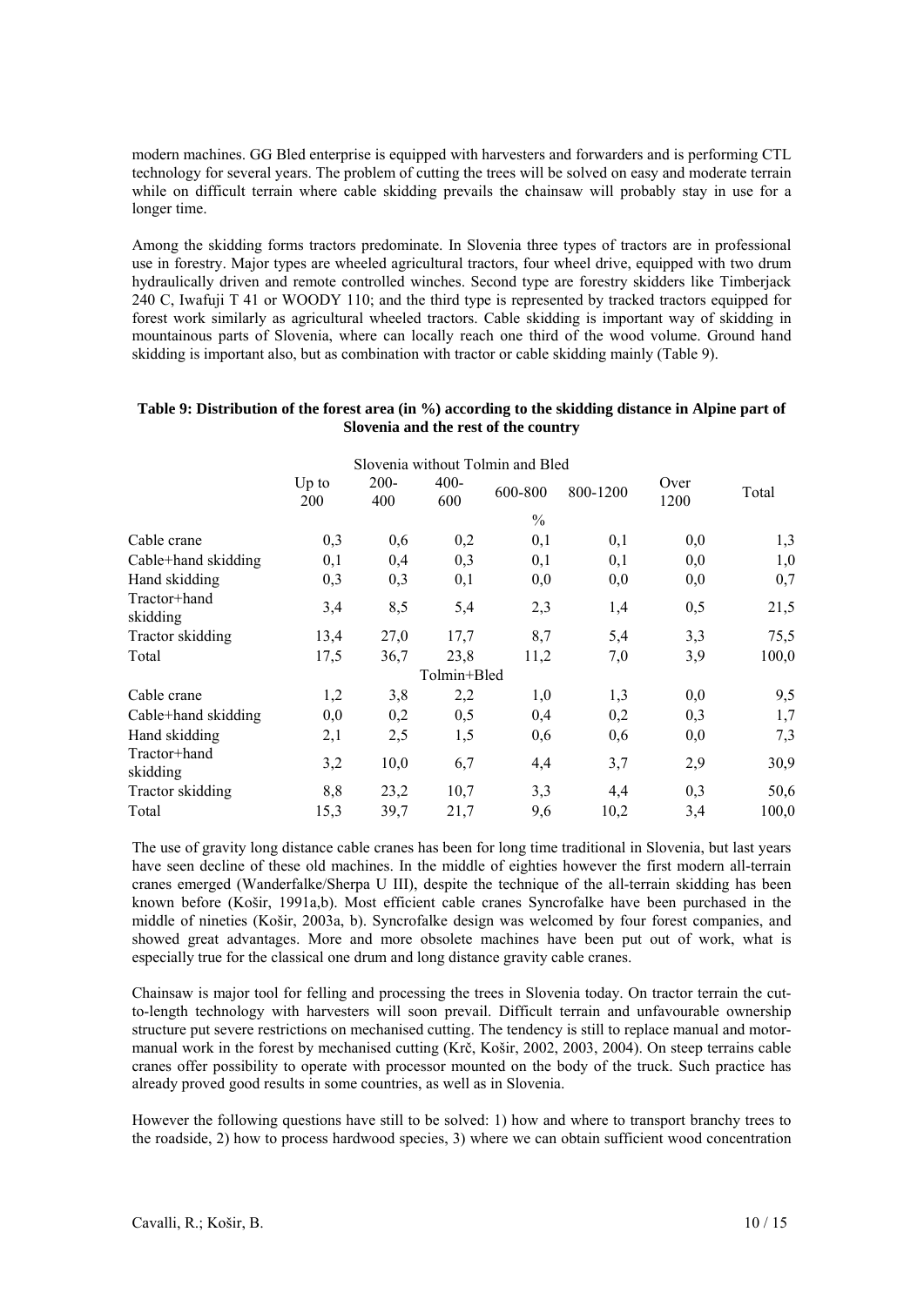modern machines. GG Bled enterprise is equipped with harvesters and forwarders and is performing CTL technology for several years. The problem of cutting the trees will be solved on easy and moderate terrain while on difficult terrain where cable skidding prevails the chainsaw will probably stay in use for a longer time.

Among the skidding forms tractors predominate. In Slovenia three types of tractors are in professional use in forestry. Major types are wheeled agricultural tractors, four wheel drive, equipped with two drum hydraulically driven and remote controlled winches. Second type are forestry skidders like Timberjack 240 C, Iwafuji T 41 or WOODY 110; and the third type is represented by tracked tractors equipped for forest work similarly as agricultural wheeled tractors. Cable skidding is important way of skidding in mountainous parts of Slovenia, where can locally reach one third of the wood volume. Ground hand skidding is important also, but as combination with tractor or cable skidding mainly (Table 9).

**Table 9: Distribution of the forest area (in %) according to the skidding distance in Alpine part of Slovenia and the rest of the country**

| | Up to 200 | 200-400 | 400-600 | 600-800 | 800-1200 | Over 1200 | Total |
|---|---|---|---|---|---|---|---|
| | | | | % | | | |
| **Slovenia without Tolmin and Bled** | | | | | | | |
| Cable crane | 0,3 | 0,6 | 0,2 | 0,1 | 0,1 | 0,0 | 1,3 |
| Cable+hand skidding | 0,1 | 0,4 | 0,3 | 0,1 | 0,1 | 0,0 | 1,0 |
| Hand skidding | 0,3 | 0,3 | 0,1 | 0,0 | 0,0 | 0,0 | 0,7 |
| Tractor+hand skidding | 3,4 | 8,5 | 5,4 | 2,3 | 1,4 | 0,5 | 21,5 |
| Tractor skidding | 13,4 | 27,0 | 17,7 | 8,7 | 5,4 | 3,3 | 75,5 |
| Total | 17,5 | 36,7 | 23,8 | 11,2 | 7,0 | 3,9 | 100,0 |
| **Tolmin+Bled** | | | | | | | |
| Cable crane | 1,2 | 3,8 | 2,2 | 1,0 | 1,3 | 0,0 | 9,5 |
| Cable+hand skidding | 0,0 | 0,2 | 0,5 | 0,4 | 0,2 | 0,3 | 1,7 |
| Hand skidding | 2,1 | 2,5 | 1,5 | 0,6 | 0,6 | 0,0 | 7,3 |
| Tractor+hand skidding | 3,2 | 10,0 | 6,7 | 4,4 | 3,7 | 2,9 | 30,9 |
| Tractor skidding | 8,8 | 23,2 | 10,7 | 3,3 | 4,4 | 0,3 | 50,6 |
| Total | 15,3 | 39,7 | 21,7 | 9,6 | 10,2 | 3,4 | 100,0 |

The use of gravity long distance cable cranes has been for long time traditional in Slovenia, but last years have seen decline of these old machines. In the middle of eighties however the first modern all-terrain cranes emerged (Wanderfalke/Sherpa U III), despite the technique of the all-terrain skidding has been known before (Košir, 1991a,b). Most efficient cable cranes Syncrofalke have been purchased in the middle of nineties (Košir, 2003a, b). Syncrofalke design was welcomed by four forest companies, and showed great advantages. More and more obsolete machines have been put out of work, what is especially true for the classical one drum and long distance gravity cable cranes.

Chainsaw is major tool for felling and processing the trees in Slovenia today. On tractor terrain the cut-to-length technology with harvesters will soon prevail. Difficult terrain and unfavourable ownership structure put severe restrictions on mechanised cutting. The tendency is still to replace manual and motor-manual work in the forest by mechanised cutting (Krč, Košir, 2002, 2003, 2004). On steep terrains cable cranes offer possibility to operate with processor mounted on the body of the truck. Such practice has already proved good results in some countries, as well as in Slovenia.

However the following questions have still to be solved: 1) how and where to transport branchy trees to the roadside, 2) how to process hardwood species, 3) where we can obtain sufficient wood concentration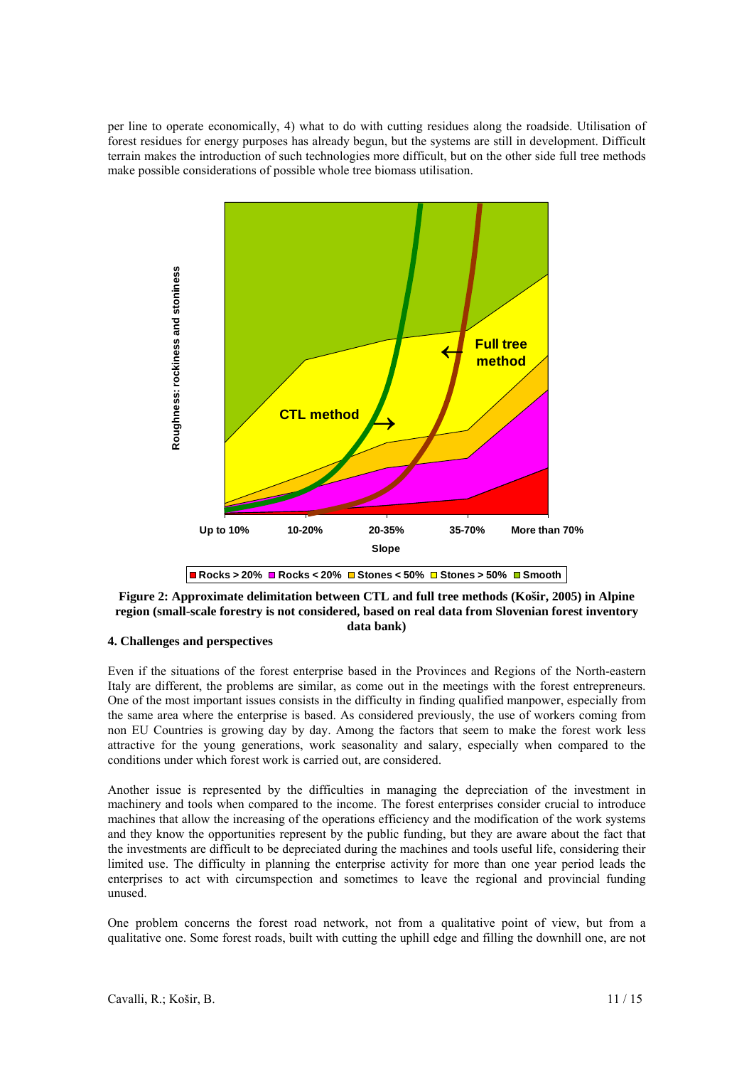per line to operate economically, 4) what to do with cutting residues along the roadside. Utilisation of forest residues for energy purposes has already begun, but the systems are still in development. Difficult terrain makes the introduction of such technologies more difficult, but on the other side full tree methods make possible considerations of possible whole tree biomass utilisation.

**Figure 2: Approximate delimitation between CTL and full tree methods (Košir, 2005) in Alpine region (small-scale forestry is not considered, based on real data from Slovenian forest inventory data bank)**

## 4. Challenges and perspectives

Even if the situations of the forest enterprise based in the Provinces and Regions of the North-eastern Italy are different, the problems are similar, as come out in the meetings with the forest entrepreneurs. One of the most important issues consists in the difficulty in finding qualified manpower, especially from the same area where the enterprise is based. As considered previously, the use of workers coming from non EU Countries is growing day by day. Among the factors that seem to make the forest work less attractive for the young generations, work seasonality and salary, especially when compared to the conditions under which forest work is carried out, are considered.

Another issue is represented by the difficulties in managing the depreciation of the investment in machinery and tools when compared to the income. The forest enterprises consider crucial to introduce machines that allow the increasing of the operations efficiency and the modification of the work systems and they know the opportunities represent by the public funding, but they are aware about the fact that the investments are difficult to be depreciated during the machines and tools useful life, considering their limited use. The difficulty in planning the enterprise activity for more than one year period leads the enterprises to act with circumspection and sometimes to leave the regional and provincial funding unused.

One problem concerns the forest road network, not from a qualitative point of view, but from a qualitative one. Some forest roads, built with cutting the uphill edge and filling the downhill one, are not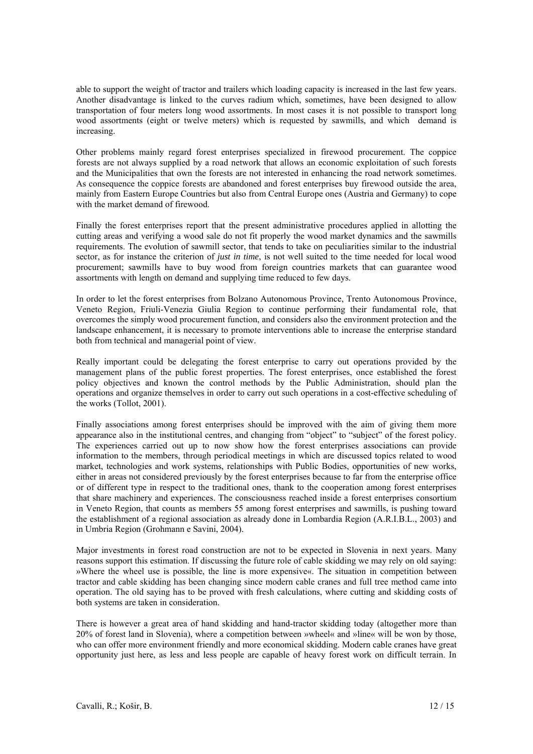able to support the weight of tractor and trailers which loading capacity is increased in the last few years. Another disadvantage is linked to the curves radium which, sometimes, have been designed to allow transportation of four meters long wood assortments. In most cases it is not possible to transport long wood assortments (eight or twelve meters) which is requested by sawmills, and which demand is increasing.

Other problems mainly regard forest enterprises specialized in firewood procurement. The coppice forests are not always supplied by a road network that allows an economic exploitation of such forests and the Municipalities that own the forests are not interested in enhancing the road network sometimes. As consequence the coppice forests are abandoned and forest enterprises buy firewood outside the area, mainly from Eastern Europe Countries but also from Central Europe ones (Austria and Germany) to cope with the market demand of firewood.

Finally the forest enterprises report that the present administrative procedures applied in allotting the cutting areas and verifying a wood sale do not fit properly the wood market dynamics and the sawmills requirements. The evolution of sawmill sector, that tends to take on peculiarities similar to the industrial sector, as for instance the criterion of *just in time*, is not well suited to the time needed for local wood procurement; sawmills have to buy wood from foreign countries markets that can guarantee wood assortments with length on demand and supplying time reduced to few days.

In order to let the forest enterprises from Bolzano Autonomous Province, Trento Autonomous Province, Veneto Region, Friuli-Venezia Giulia Region to continue performing their fundamental role, that overcomes the simply wood procurement function, and considers also the environment protection and the landscape enhancement, it is necessary to promote interventions able to increase the enterprise standard both from technical and managerial point of view.

Really important could be delegating the forest enterprise to carry out operations provided by the management plans of the public forest properties. The forest enterprises, once established the forest policy objectives and known the control methods by the Public Administration, should plan the operations and organize themselves in order to carry out such operations in a cost-effective scheduling of the works (Tollot, 2001).

Finally associations among forest enterprises should be improved with the aim of giving them more appearance also in the institutional centres, and changing from "object" to "subject" of the forest policy. The experiences carried out up to now show how the forest enterprises associations can provide information to the members, through periodical meetings in which are discussed topics related to wood market, technologies and work systems, relationships with Public Bodies, opportunities of new works, either in areas not considered previously by the forest enterprises because to far from the enterprise office or of different type in respect to the traditional ones, thank to the cooperation among forest enterprises that share machinery and experiences. The consciousness reached inside a forest enterprises consortium in Veneto Region, that counts as members 55 among forest enterprises and sawmills, is pushing toward the establishment of a regional association as already done in Lombardia Region (A.R.I.B.L., 2003) and in Umbria Region (Grohmann e Savini, 2004).

Major investments in forest road construction are not to be expected in Slovenia in next years. Many reasons support this estimation. If discussing the future role of cable skidding we may rely on old saying: »Where the wheel use is possible, the line is more expensive«. The situation in competition between tractor and cable skidding has been changing since modern cable cranes and full tree method came into operation. The old saying has to be proved with fresh calculations, where cutting and skidding costs of both systems are taken in consideration.

There is however a great area of hand skidding and hand-tractor skidding today (altogether more than 20% of forest land in Slovenia), where a competition between »wheel« and »line« will be won by those, who can offer more environment friendly and more economical skidding. Modern cable cranes have great opportunity just here, as less and less people are capable of heavy forest work on difficult terrain. In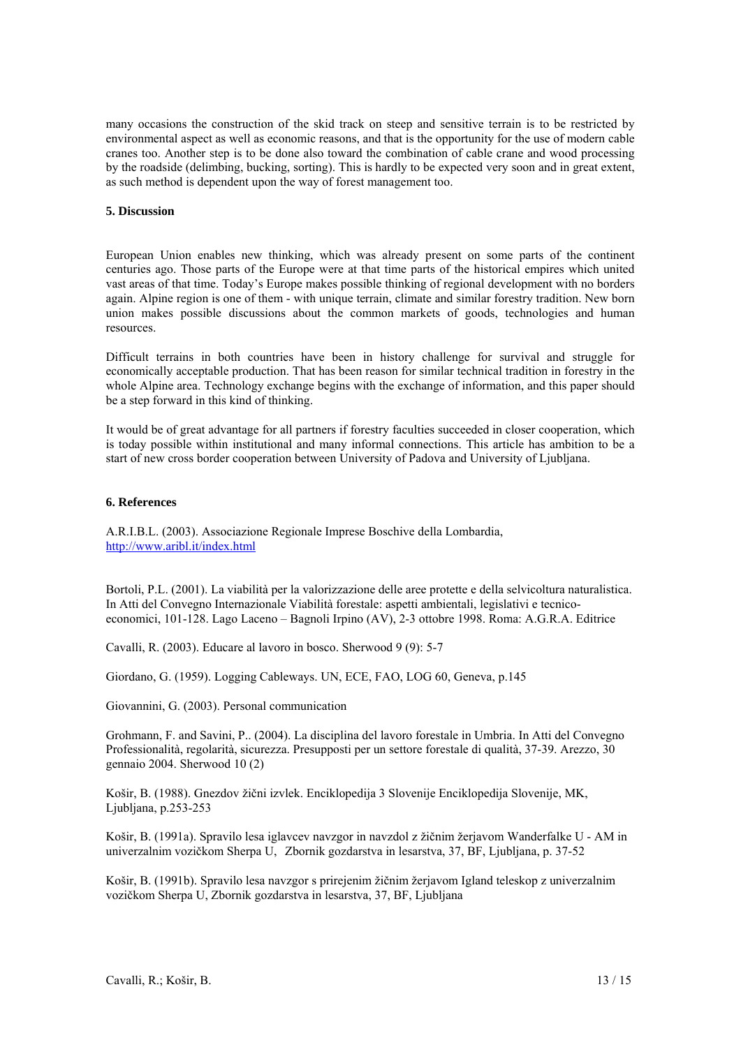many occasions the construction of the skid track on steep and sensitive terrain is to be restricted by environmental aspect as well as economic reasons, and that is the opportunity for the use of modern cable cranes too. Another step is to be done also toward the combination of cable crane and wood processing by the roadside (delimbing, bucking, sorting). This is hardly to be expected very soon and in great extent, as such method is dependent upon the way of forest management too.

## 5. Discussion

European Union enables new thinking, which was already present on some parts of the continent centuries ago. Those parts of the Europe were at that time parts of the historical empires which united vast areas of that time. Today's Europe makes possible thinking of regional development with no borders again. Alpine region is one of them - with unique terrain, climate and similar forestry tradition. New born union makes possible discussions about the common markets of goods, technologies and human resources.

Difficult terrains in both countries have been in history challenge for survival and struggle for economically acceptable production. That has been reason for similar technical tradition in forestry in the whole Alpine area. Technology exchange begins with the exchange of information, and this paper should be a step forward in this kind of thinking.

It would be of great advantage for all partners if forestry faculties succeeded in closer cooperation, which is today possible within institutional and many informal connections. This article has ambition to be a start of new cross border cooperation between University of Padova and University of Ljubljana.

## 6. References

A.R.I.B.L. (2003). Associazione Regionale Imprese Boschive della Lombardia, http://www.aribl.it/index.html

Bortoli, P.L. (2001). La viabilità per la valorizzazione delle aree protette e della selvicoltura naturalistica. In Atti del Convegno Internazionale Viabilità forestale: aspetti ambientali, legislativi e tecnico-economici, 101-128. Lago Laceno – Bagnoli Irpino (AV), 2-3 ottobre 1998. Roma: A.G.R.A. Editrice

Cavalli, R. (2003). Educare al lavoro in bosco. Sherwood 9 (9): 5-7

Giordano, G. (1959). Logging Cableways. UN, ECE, FAO, LOG 60, Geneva, p.145

Giovannini, G. (2003). Personal communication

Grohmann, F. and Savini, P.. (2004). La disciplina del lavoro forestale in Umbria. In Atti del Convegno Professionalità, regolarità, sicurezza. Presupposti per un settore forestale di qualità, 37-39. Arezzo, 30 gennaio 2004. Sherwood 10 (2)

Košir, B. (1988). Gnezdov žični izvlek. Enciklopedija 3 Slovenije Enciklopedija Slovenije, MK, Ljubljana, p.253-253

Košir, B. (1991a). Spravilo lesa iglavcev navzgor in navzdol z žičnim žerjavom Wanderfalke U - AM in univerzalnim vozičkom Sherpa U, Zbornik gozdarstva in lesarstva, 37, BF, Ljubljana, p. 37-52

Košir, B. (1991b). Spravilo lesa navzgor s prirejenim žičnim žerjavom Igland teleskop z univerzalnim vozičkom Sherpa U, Zbornik gozdarstva in lesarstva, 37, BF, Ljubljana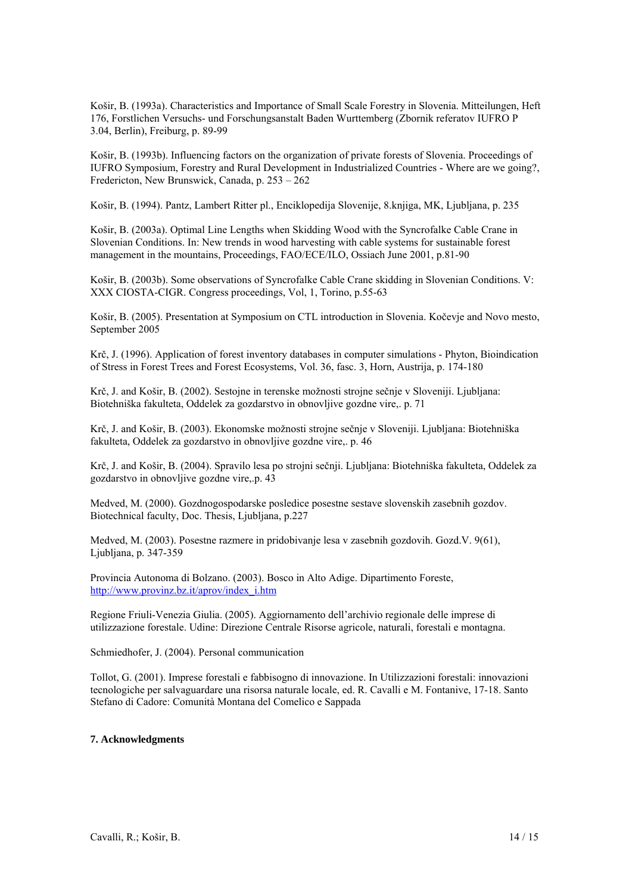Košir, B. (1993a). Characteristics and Importance of Small Scale Forestry in Slovenia. Mitteilungen, Heft 176, Forstlichen Versuchs- und Forschungsanstalt Baden Wurttemberg (Zbornik referatov IUFRO P 3.04, Berlin), Freiburg, p. 89-99

Košir, B. (1993b). Influencing factors on the organization of private forests of Slovenia. Proceedings of IUFRO Symposium, Forestry and Rural Development in Industrialized Countries - Where are we going?, Fredericton, New Brunswick, Canada, p. 253 – 262

Košir, B. (1994). Pantz, Lambert Ritter pl., Enciklopedija Slovenije, 8.knjiga, MK, Ljubljana, p. 235

Košir, B. (2003a). Optimal Line Lengths when Skidding Wood with the Syncrofalke Cable Crane in Slovenian Conditions. In: New trends in wood harvesting with cable systems for sustainable forest management in the mountains, Proceedings, FAO/ECE/ILO, Ossiach June 2001, p.81-90

Košir, B. (2003b). Some observations of Syncrofalke Cable Crane skidding in Slovenian Conditions. V: XXX CIOSTA-CIGR. Congress proceedings, Vol, 1, Torino, p.55-63

Košir, B. (2005). Presentation at Symposium on CTL introduction in Slovenia. Kočevje and Novo mesto, September 2005

Krč, J. (1996). Application of forest inventory databases in computer simulations - Phyton, Bioindication of Stress in Forest Trees and Forest Ecosystems, Vol. 36, fasc. 3, Horn, Austrija, p. 174-180

Krč, J. and Košir, B. (2002). Sestojne in terenske možnosti strojne sečnje v Sloveniji. Ljubljana: Biotehniška fakulteta, Oddelek za gozdarstvo in obnovljive gozdne vire,. p. 71

Krč, J. and Košir, B. (2003). Ekonomske možnosti strojne sečnje v Sloveniji. Ljubljana: Biotehniška fakulteta, Oddelek za gozdarstvo in obnovljive gozdne vire,. p. 46

Krč, J. and Košir, B. (2004). Spravilo lesa po strojni sečnji. Ljubljana: Biotehniška fakulteta, Oddelek za gozdarstvo in obnovljive gozdne vire,.p. 43

Medved, M. (2000). Gozdnogospodarske posledice posestne sestave slovenskih zasebnih gozdov. Biotechnical faculty, Doc. Thesis, Ljubljana, p.227

Medved, M. (2003). Posestne razmere in pridobivanje lesa v zasebnih gozdovih. Gozd.V. 9(61), Ljubljana, p. 347-359

Provincia Autonoma di Bolzano. (2003). Bosco in Alto Adige. Dipartimento Foreste, http://www.provinz.bz.it/aprov/index_i.htm

Regione Friuli-Venezia Giulia. (2005). Aggiornamento dell'archivio regionale delle imprese di utilizzazione forestale. Udine: Direzione Centrale Risorse agricole, naturali, forestali e montagna.

Schmiedhofer, J. (2004). Personal communication

Tollot, G. (2001). Imprese forestali e fabbisogno di innovazione. In Utilizzazioni forestali: innovazioni tecnologiche per salvaguardare una risorsa naturale locale, ed. R. Cavalli e M. Fontanive, 17-18. Santo Stefano di Cadore: Comunità Montana del Comelico e Sappada

## 7. Acknowledgments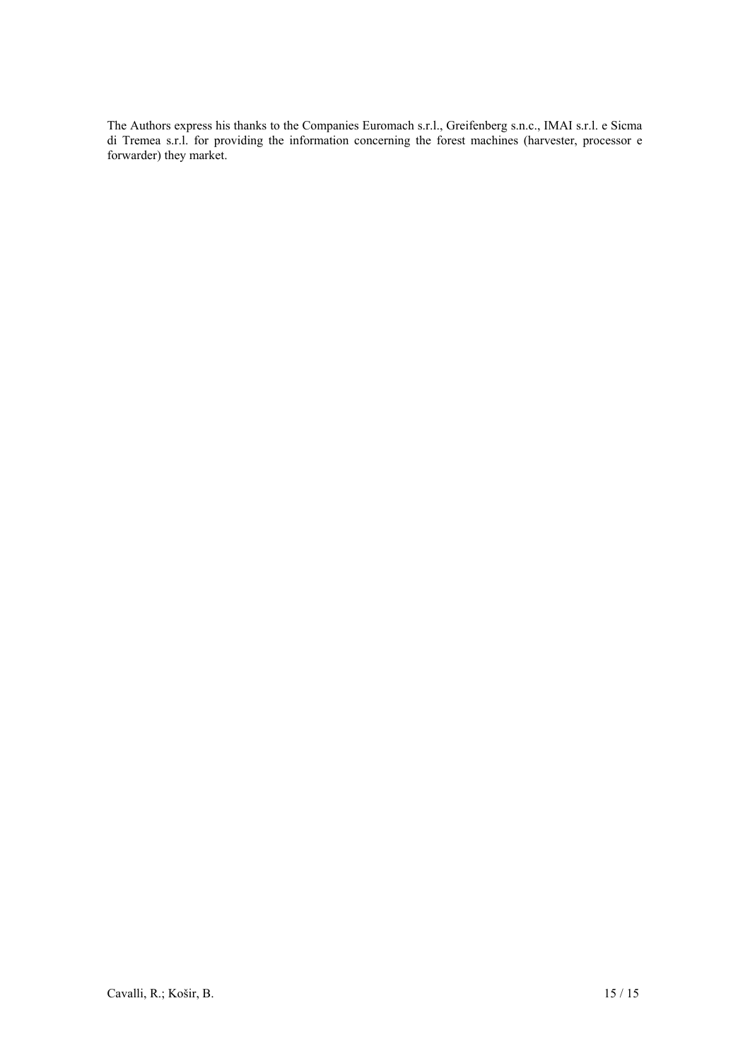The Authors express his thanks to the Companies Euromach s.r.l., Greifenberg s.n.c., IMAI s.r.l. e Sicma di Tremea s.r.l. for providing the information concerning the forest machines (harvester, processor e forwarder) they market.